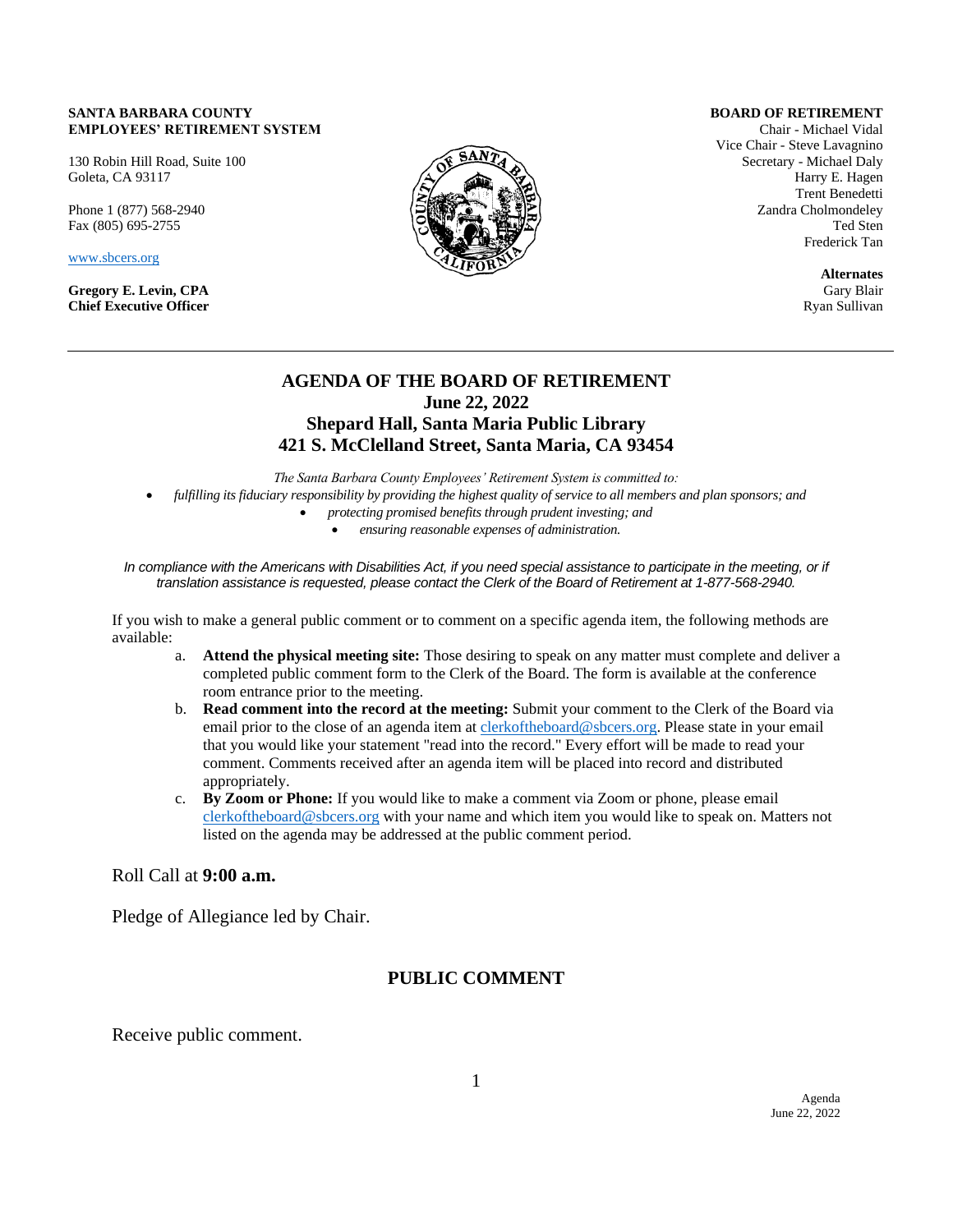**SANTA BARBARA COUNTY**
**EMPLOYEES' RETIREMENT SYSTEM**

130 Robin Hill Road, Suite 100
Goleta, CA 93117

Phone 1 (877) 568-2940
Fax (805) 695-2755

www.sbcers.org

**Gregory E. Levin, CPA**
**Chief Executive Officer**

**BOARD OF RETIREMENT**
Chair - Michael Vidal
Vice Chair - Steve Lavagnino
Secretary - Michael Daly
Harry E. Hagen
Trent Benedetti
Zandra Cholmondeley
Ted Sten
Frederick Tan

**Alternates**
Gary Blair
Ryan Sullivan

---

# AGENDA OF THE BOARD OF RETIREMENT
## June 22, 2022
## Shepard Hall, Santa Maria Public Library
## 421 S. McClelland Street, Santa Maria, CA 93454

*The Santa Barbara County Employees' Retirement System is committed to:*

- *fulfilling its fiduciary responsibility by providing the highest quality of service to all members and plan sponsors; and*
- *protecting promised benefits through prudent investing; and*
- *ensuring reasonable expenses of administration.*

*In compliance with the Americans with Disabilities Act, if you need special assistance to participate in the meeting, or if translation assistance is requested, please contact the Clerk of the Board of Retirement at 1-877-568-2940.*

If you wish to make a general public comment or to comment on a specific agenda item, the following methods are available:

a. **Attend the physical meeting site:** Those desiring to speak on any matter must complete and deliver a completed public comment form to the Clerk of the Board. The form is available at the conference room entrance prior to the meeting.
b. **Read comment into the record at the meeting:** Submit your comment to the Clerk of the Board via email prior to the close of an agenda item at clerkoftheboard@sbcers.org. Please state in your email that you would like your statement "read into the record." Every effort will be made to read your comment. Comments received after an agenda item will be placed into record and distributed appropriately.
c. **By Zoom or Phone:** If you would like to make a comment via Zoom or phone, please email clerkoftheboard@sbcers.org with your name and which item you would like to speak on. Matters not listed on the agenda may be addressed at the public comment period.

Roll Call at **9:00 a.m.**

Pledge of Allegiance led by Chair.

## PUBLIC COMMENT

Receive public comment.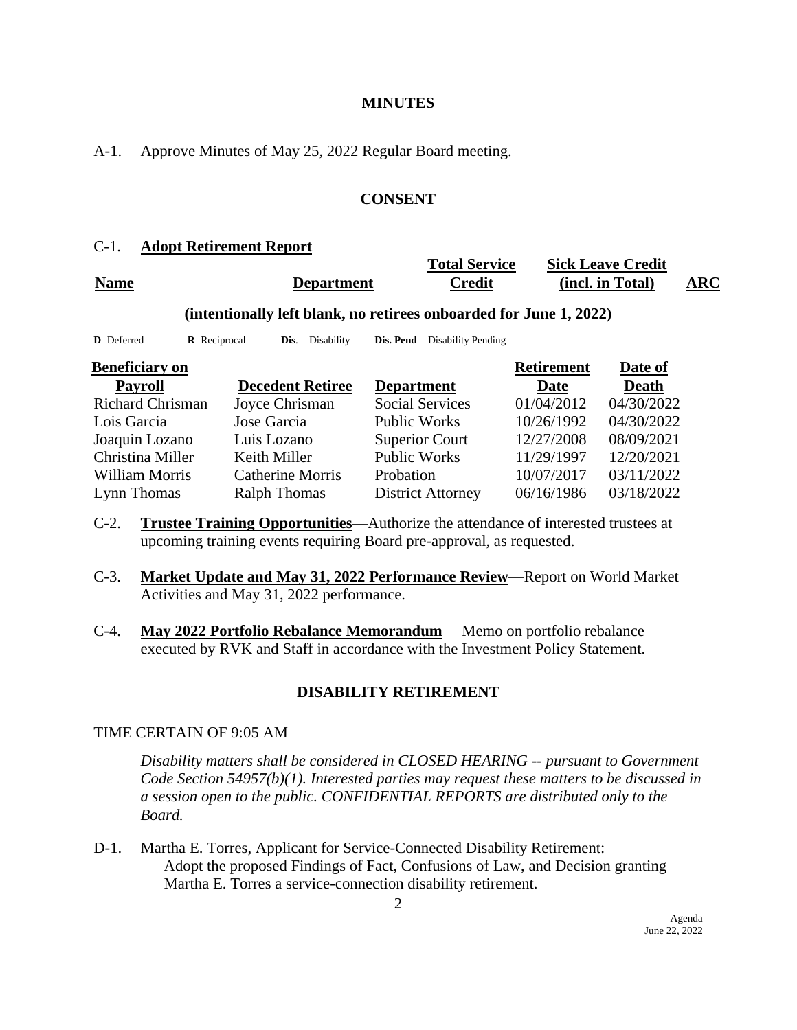## MINUTES

A-1. Approve Minutes of May 25, 2022 Regular Board meeting.

## CONSENT

C-1. **Adopt Retirement Report**

| Name | Department | Total Service Credit | Sick Leave Credit (incl. in Total) | ARC |
|---|---|---|---|---|

**(intentionally left blank, no retirees onboarded for June 1, 2022)**

**D**=Deferred **R**=Reciprocal **Dis**. = Disability **Dis. Pend** = Disability Pending

| Beneficiary on Payroll | Decedent Retiree | Department | Retirement Date | Date of Death |
|---|---|---|---|---|
| Richard Chrisman | Joyce Chrisman | Social Services | 01/04/2012 | 04/30/2022 |
| Lois Garcia | Jose Garcia | Public Works | 10/26/1992 | 04/30/2022 |
| Joaquin Lozano | Luis Lozano | Superior Court | 12/27/2008 | 08/09/2021 |
| Christina Miller | Keith Miller | Public Works | 11/29/1997 | 12/20/2021 |
| William Morris | Catherine Morris | Probation | 10/07/2017 | 03/11/2022 |
| Lynn Thomas | Ralph Thomas | District Attorney | 06/16/1986 | 03/18/2022 |

C-2. **Trustee Training Opportunities**—Authorize the attendance of interested trustees at upcoming training events requiring Board pre-approval, as requested.

C-3. **Market Update and May 31, 2022 Performance Review**—Report on World Market Activities and May 31, 2022 performance.

C-4. **May 2022 Portfolio Rebalance Memorandum**— Memo on portfolio rebalance executed by RVK and Staff in accordance with the Investment Policy Statement.

## DISABILITY RETIREMENT

TIME CERTAIN OF 9:05 AM

*Disability matters shall be considered in CLOSED HEARING -- pursuant to Government Code Section 54957(b)(1). Interested parties may request these matters to be discussed in a session open to the public. CONFIDENTIAL REPORTS are distributed only to the Board.*

D-1. Martha E. Torres, Applicant for Service-Connected Disability Retirement:
Adopt the proposed Findings of Fact, Confusions of Law, and Decision granting Martha E. Torres a service-connection disability retirement.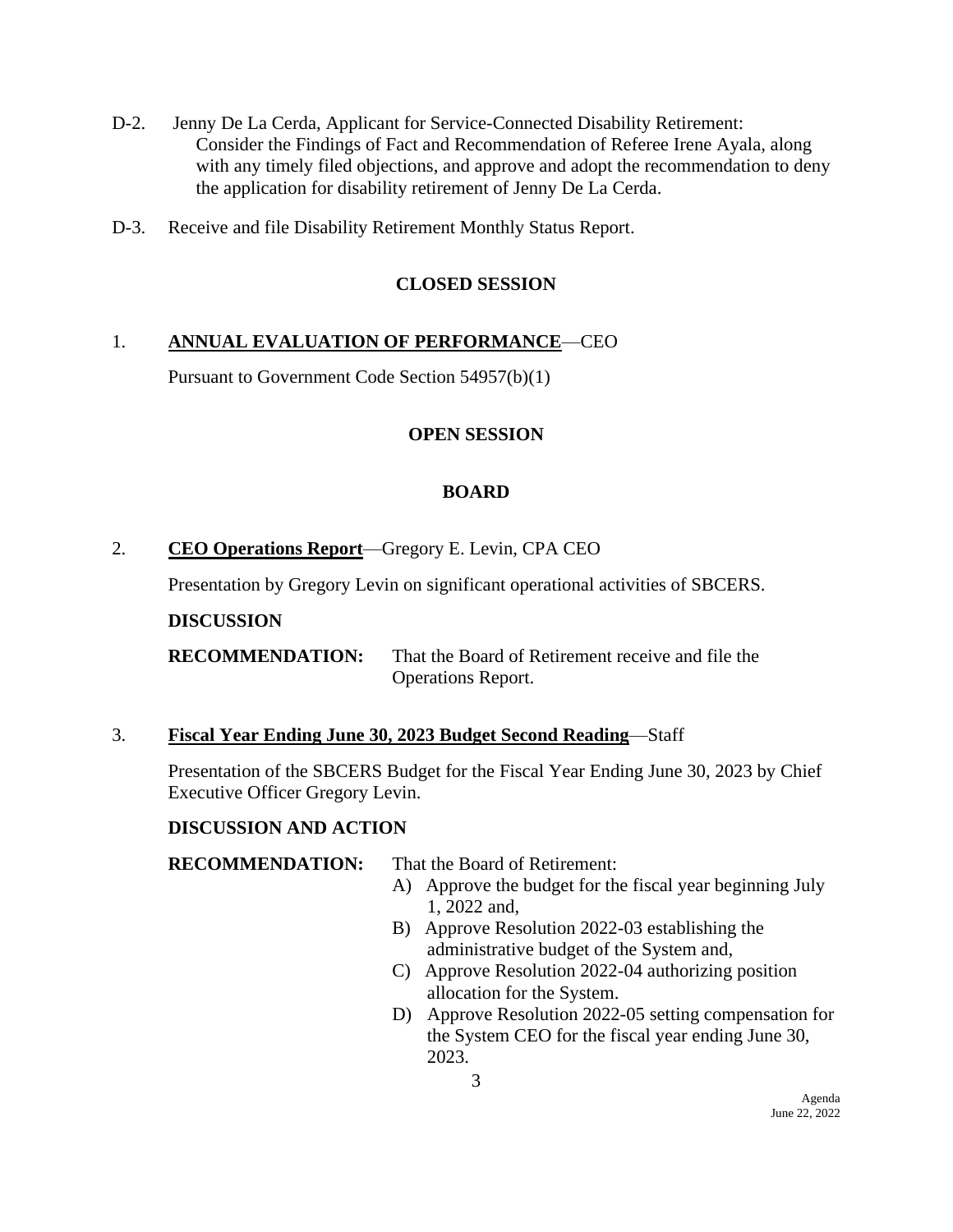D-2. Jenny De La Cerda, Applicant for Service-Connected Disability Retirement: Consider the Findings of Fact and Recommendation of Referee Irene Ayala, along with any timely filed objections, and approve and adopt the recommendation to deny the application for disability retirement of Jenny De La Cerda.

D-3. Receive and file Disability Retirement Monthly Status Report.

## CLOSED SESSION

1. **ANNUAL EVALUATION OF PERFORMANCE**—CEO

   Pursuant to Government Code Section 54957(b)(1)

## OPEN SESSION

## BOARD

2. **CEO Operations Report**—Gregory E. Levin, CPA CEO

   Presentation by Gregory Levin on significant operational activities of SBCERS.

   **DISCUSSION**

   **RECOMMENDATION:** That the Board of Retirement receive and file the Operations Report.

3. **Fiscal Year Ending June 30, 2023 Budget Second Reading**—Staff

   Presentation of the SBCERS Budget for the Fiscal Year Ending June 30, 2023 by Chief Executive Officer Gregory Levin.

   **DISCUSSION AND ACTION**

   **RECOMMENDATION:** That the Board of Retirement:

   A) Approve the budget for the fiscal year beginning July 1, 2022 and,
   B) Approve Resolution 2022-03 establishing the administrative budget of the System and,
   C) Approve Resolution 2022-04 authorizing position allocation for the System.
   D) Approve Resolution 2022-05 setting compensation for the System CEO for the fiscal year ending June 30, 2023.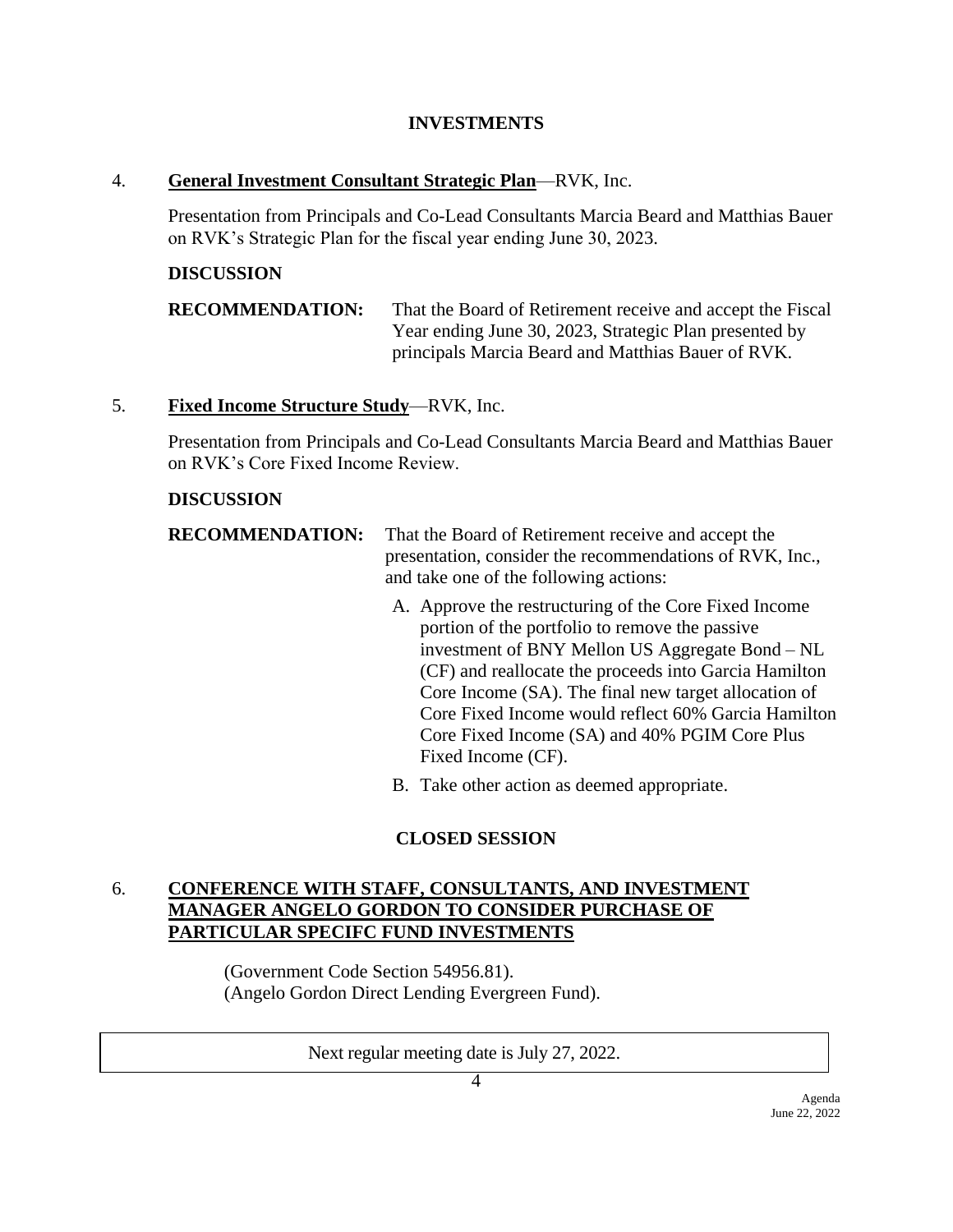## INVESTMENTS

4. **General Investment Consultant Strategic Plan**—RVK, Inc.

   Presentation from Principals and Co-Lead Consultants Marcia Beard and Matthias Bauer on RVK's Strategic Plan for the fiscal year ending June 30, 2023.

   **DISCUSSION**

   **RECOMMENDATION:** That the Board of Retirement receive and accept the Fiscal Year ending June 30, 2023, Strategic Plan presented by principals Marcia Beard and Matthias Bauer of RVK.

5. **Fixed Income Structure Study**—RVK, Inc.

   Presentation from Principals and Co-Lead Consultants Marcia Beard and Matthias Bauer on RVK's Core Fixed Income Review.

   **DISCUSSION**

   **RECOMMENDATION:** That the Board of Retirement receive and accept the presentation, consider the recommendations of RVK, Inc., and take one of the following actions:

   A. Approve the restructuring of the Core Fixed Income portion of the portfolio to remove the passive investment of BNY Mellon US Aggregate Bond – NL (CF) and reallocate the proceeds into Garcia Hamilton Core Income (SA). The final new target allocation of Core Fixed Income would reflect 60% Garcia Hamilton Core Fixed Income (SA) and 40% PGIM Core Plus Fixed Income (CF).

   B. Take other action as deemed appropriate.

## CLOSED SESSION

6. **CONFERENCE WITH STAFF, CONSULTANTS, AND INVESTMENT MANAGER ANGELO GORDON TO CONSIDER PURCHASE OF PARTICULAR SPECIFC FUND INVESTMENTS**

   (Government Code Section 54956.81).
   (Angelo Gordon Direct Lending Evergreen Fund).

Next regular meeting date is July 27, 2022.